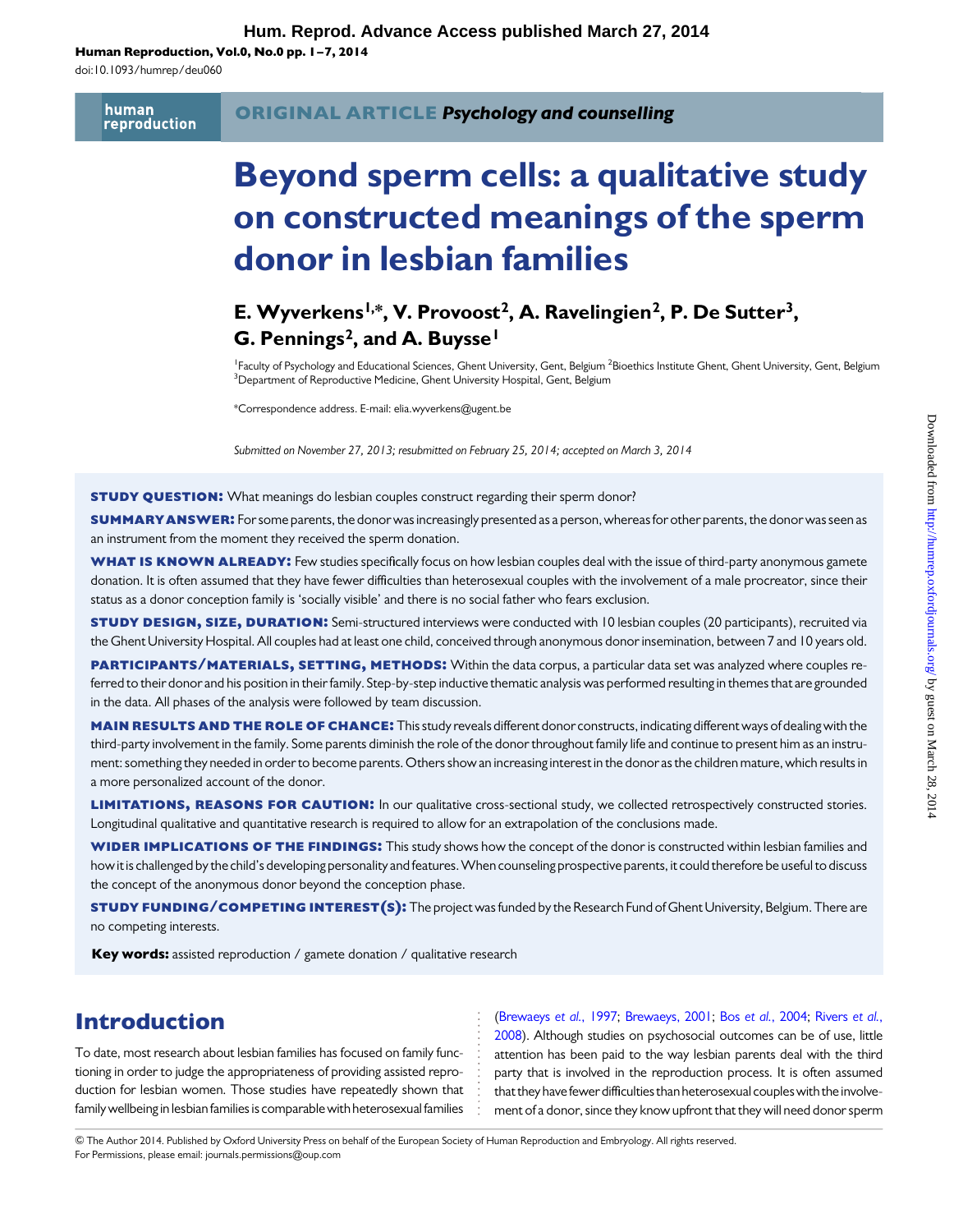Hum. Reprod. Advance Access published March 27, 2014

doi:10.1093/humrep/deu060

ORIGINAL ARTICLE *Psychology and counselling*

# Beyond sperm cells: a qualitative study on constructed meanings of the sperm donor in lesbian families

**E. Wyverkens[1,*], V. Provoost[2], A. Ravelingien[2], P. De Sutter[3], G. Pennings[2], and A. Buysse[1]**

[1]Faculty of Psychology and Educational Sciences, Ghent University, Gent, Belgium [2]Bioethics Institute Ghent, Ghent University, Gent, Belgium [3]Department of Reproductive Medicine, Ghent University Hospital, Gent, Belgium

*Correspondence address. E-mail: elia.wyverkens@ugent.be

*Submitted on November 27, 2013; resubmitted on February 25, 2014; accepted on March 3, 2014*

**STUDY QUESTION:** What meanings do lesbian couples construct regarding their sperm donor?

**SUMMARY ANSWER:** For some parents, the donor was increasingly presented as a person, whereas for other parents, the donor was seen as an instrument from the moment they received the sperm donation.

**WHAT IS KNOWN ALREADY:** Few studies specifically focus on how lesbian couples deal with the issue of third-party anonymous gamete donation. It is often assumed that they have fewer difficulties than heterosexual couples with the involvement of a male procreator, since their status as a donor conception family is 'socially visible' and there is no social father who fears exclusion.

**STUDY DESIGN, SIZE, DURATION:** Semi-structured interviews were conducted with 10 lesbian couples (20 participants), recruited via the Ghent University Hospital. All couples had at least one child, conceived through anonymous donor insemination, between 7 and 10 years old.

**PARTICIPANTS/MATERIALS, SETTING, METHODS:** Within the data corpus, a particular data set was analyzed where couples referred to their donor and his position in their family. Step-by-step inductive thematic analysis was performed resulting in themes that are grounded in the data. All phases of the analysis were followed by team discussion.

**MAIN RESULTS AND THE ROLE OF CHANCE:** This study reveals different donor constructs, indicating different ways of dealing with the third-party involvement in the family. Some parents diminish the role of the donor throughout family life and continue to present him as an instrument: something they needed in order to become parents. Others show an increasing interest in the donor as the children mature, which results in a more personalized account of the donor.

**LIMITATIONS, REASONS FOR CAUTION:** In our qualitative cross-sectional study, we collected retrospectively constructed stories. Longitudinal qualitative and quantitative research is required to allow for an extrapolation of the conclusions made.

**WIDER IMPLICATIONS OF THE FINDINGS:** This study shows how the concept of the donor is constructed within lesbian families and how it is challenged by the child's developing personality and features. When counseling prospective parents, it could therefore be useful to discuss the concept of the anonymous donor beyond the conception phase.

**STUDY FUNDING/COMPETING INTEREST(S):** The project was funded by the Research Fund of Ghent University, Belgium. There are no competing interests.

**Key words:** assisted reproduction / gamete donation / qualitative research

## Introduction

To date, most research about lesbian families has focused on family functioning in order to judge the appropriateness of providing assisted reproduction for lesbian women. Those studies have repeatedly shown that family wellbeing in lesbian families is comparable with heterosexual families (Brewaeys *et al.*, 1997; Brewaeys, 2001; Bos *et al.*, 2004; Rivers *et al.*, 2008). Although studies on psychosocial outcomes can be of use, little attention has been paid to the way lesbian parents deal with the third party that is involved in the reproduction process. It is often assumed that they have fewer difficulties than heterosexual couples with the involvement of a donor, since they know upfront that they will need donor sperm

© The Author 2014. Published by Oxford University Press on behalf of the European Society of Human Reproduction and Embryology. All rights reserved.
For Permissions, please email: journals.permissions@oup.com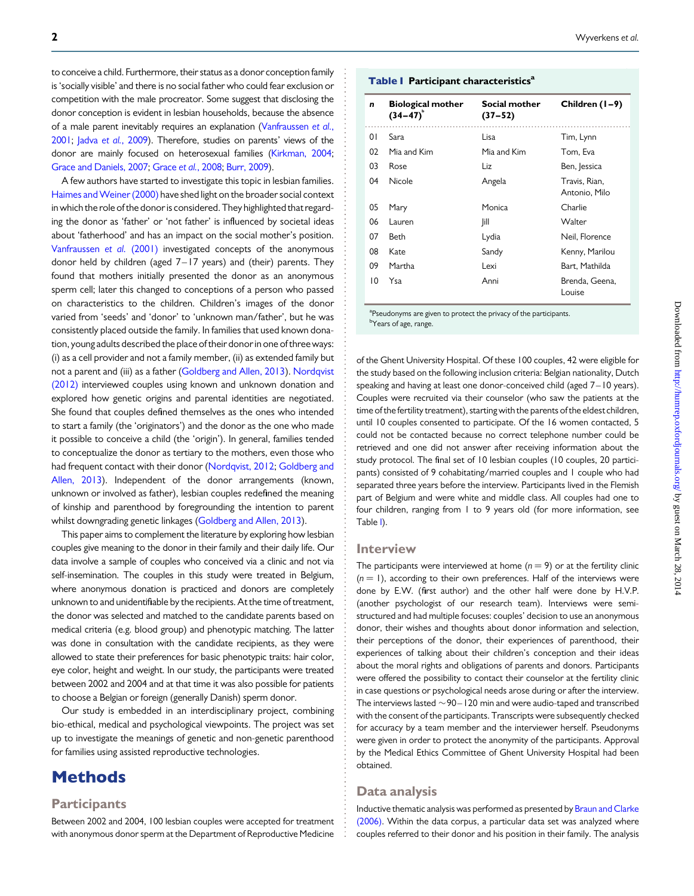to conceive a child. Furthermore, their status as a donor conception family is 'socially visible' and there is no social father who could fear exclusion or competition with the male procreator. Some suggest that disclosing the donor conception is evident in lesbian households, because the absence of a male parent inevitably requires an explanation (Vanfraussen *et al.*, 2001; Jadva *et al.*, 2009). Therefore, studies on parents' views of the donor are mainly focused on heterosexual families (Kirkman, 2004; Grace and Daniels, 2007; Grace *et al.*, 2008; Burr, 2009).

A few authors have started to investigate this topic in lesbian families. Haimes and Weiner (2000) have shed light on the broader social context in which the role of the donor is considered. They highlighted that regarding the donor as 'father' or 'not father' is influenced by societal ideas about 'fatherhood' and has an impact on the social mother's position. Vanfraussen *et al.* (2001) investigated concepts of the anonymous donor held by children (aged 7–17 years) and (their) parents. They found that mothers initially presented the donor as an anonymous sperm cell; later this changed to conceptions of a person who passed on characteristics to the children. Children's images of the donor varied from 'seeds' and 'donor' to 'unknown man/father', but he was consistently placed outside the family. In families that used known donation, young adults described the place of their donor in one of three ways: (i) as a cell provider and not a family member, (ii) as extended family but not a parent and (iii) as a father (Goldberg and Allen, 2013). Nordqvist (2012) interviewed couples using known and unknown donation and explored how genetic origins and parental identities are negotiated. She found that couples defined themselves as the ones who intended to start a family (the 'originators') and the donor as the one who made it possible to conceive a child (the 'origin'). In general, families tended to conceptualize the donor as tertiary to the mothers, even those who had frequent contact with their donor (Nordqvist, 2012; Goldberg and Allen, 2013). Independent of the donor arrangements (known, unknown or involved as father), lesbian couples redefined the meaning of kinship and parenthood by foregrounding the intention to parent whilst downgrading genetic linkages (Goldberg and Allen, 2013).

This paper aims to complement the literature by exploring how lesbian couples give meaning to the donor in their family and their daily life. Our data involve a sample of couples who conceived via a clinic and not via self-insemination. The couples in this study were treated in Belgium, where anonymous donation is practiced and donors are completely unknown to and unidentifiable by the recipients. At the time of treatment, the donor was selected and matched to the candidate parents based on medical criteria (e.g. blood group) and phenotypic matching. The latter was done in consultation with the candidate recipients, as they were allowed to state their preferences for basic phenotypic traits: hair color, eye color, height and weight. In our study, the participants were treated between 2002 and 2004 and at that time it was also possible for patients to choose a Belgian or foreign (generally Danish) sperm donor.

Our study is embedded in an interdisciplinary project, combining bio-ethical, medical and psychological viewpoints. The project was set up to investigate the meanings of genetic and non-genetic parenthood for families using assisted reproductive technologies.

# Methods

## Participants

Between 2002 and 2004, 100 lesbian couples were accepted for treatment with anonymous donor sperm at the Department of Reproductive Medicine of the Ghent University Hospital. Of these 100 couples, 42 were eligible for the study based on the following inclusion criteria: Belgian nationality, Dutch speaking and having at least one donor-conceived child (aged 7–10 years). Couples were recruited via their counselor (who saw the patients at the time of the fertility treatment), starting with the parents of the eldest children, until 10 couples consented to participate. Of the 16 women contacted, 5 could not be contacted because no correct telephone number could be retrieved and one did not answer after receiving information about the study protocol. The final set of 10 lesbian couples (10 couples, 20 participants) consisted of 9 cohabitating/married couples and 1 couple who had separated three years before the interview. Participants lived in the Flemish part of Belgium and were white and middle class. All couples had one to four children, ranging from 1 to 9 years old (for more information, see Table I).

**Table I** Participant characteristics[a]

| n | Biological mother (34–47)[b] | Social mother (37–52) | Children (1–9) |
|---|---|---|---|
| 01 | Sara | Lisa | Tim, Lynn |
| 02 | Mia and Kim | Mia and Kim | Tom, Eva |
| 03 | Rose | Liz | Ben, Jessica |
| 04 | Nicole | Angela | Travis, Rian, Antonio, Milo |
| 05 | Mary | Monica | Charlie |
| 06 | Lauren | Jill | Walter |
| 07 | Beth | Lydia | Neil, Florence |
| 08 | Kate | Sandy | Kenny, Marilou |
| 09 | Martha | Lexi | Bart, Mathilda |
| 10 | Ysa | Anni | Brenda, Geena, Louise |

[a]Pseudonyms are given to protect the privacy of the participants.
[b]Years of age, range.

## Interview

The participants were interviewed at home ($n = 9$) or at the fertility clinic ($n = 1$), according to their own preferences. Half of the interviews were done by E.W. (first author) and the other half were done by H.V.P. (another psychologist of our research team). Interviews were semi-structured and had multiple focuses: couples' decision to use an anonymous donor, their wishes and thoughts about donor information and selection, their perceptions of the donor, their experiences of parenthood, their experiences of talking about their children's conception and their ideas about the moral rights and obligations of parents and donors. Participants were offered the possibility to contact their counselor at the fertility clinic in case questions or psychological needs arose during or after the interview. The interviews lasted ~90–120 min and were audio-taped and transcribed with the consent of the participants. Transcripts were subsequently checked for accuracy by a team member and the interviewer herself. Pseudonyms were given in order to protect the anonymity of the participants. Approval by the Medical Ethics Committee of Ghent University Hospital had been obtained.

## Data analysis

Inductive thematic analysis was performed as presented by Braun and Clarke (2006). Within the data corpus, a particular data set was analyzed where couples referred to their donor and his position in their family. The analysis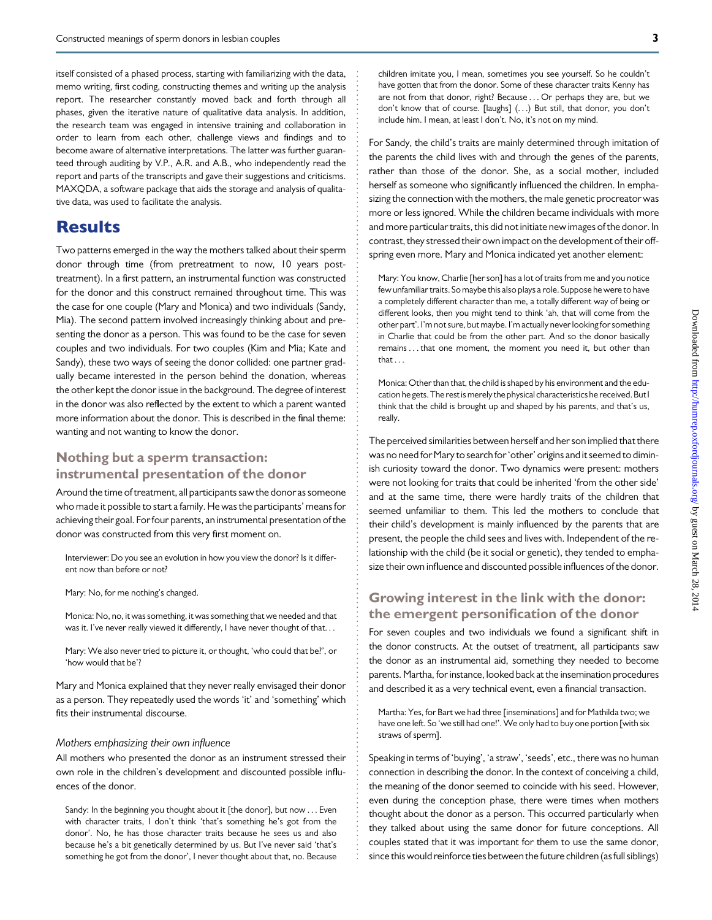itself consisted of a phased process, starting with familiarizing with the data, memo writing, first coding, constructing themes and writing up the analysis report. The researcher constantly moved back and forth through all phases, given the iterative nature of qualitative data analysis. In addition, the research team was engaged in intensive training and collaboration in order to learn from each other, challenge views and findings and to become aware of alternative interpretations. The latter was further guaranteed through auditing by V.P., A.R. and A.B., who independently read the report and parts of the transcripts and gave their suggestions and criticisms. MAXQDA, a software package that aids the storage and analysis of qualitative data, was used to facilitate the analysis.

# Results

Two patterns emerged in the way the mothers talked about their sperm donor through time (from pretreatment to now, 10 years post-treatment). In a first pattern, an instrumental function was constructed for the donor and this construct remained throughout time. This was the case for one couple (Mary and Monica) and two individuals (Sandy, Mia). The second pattern involved increasingly thinking about and presenting the donor as a person. This was found to be the case for seven couples and two individuals. For two couples (Kim and Mia; Kate and Sandy), these two ways of seeing the donor collided: one partner gradually became interested in the person behind the donation, whereas the other kept the donor issue in the background. The degree of interest in the donor was also reflected by the extent to which a parent wanted more information about the donor. This is described in the final theme: wanting and not wanting to know the donor.

## Nothing but a sperm transaction: instrumental presentation of the donor

Around the time of treatment, all participants saw the donor as someone who made it possible to start a family. He was the participants' means for achieving their goal. For four parents, an instrumental presentation of the donor was constructed from this very first moment on.

> Interviewer: Do you see an evolution in how you view the donor? Is it different now than before or not?
>
> Mary: No, for me nothing's changed.
>
> Monica: No, no, it was something, it was something that we needed and that was it. I've never really viewed it differently, I have never thought of that...
>
> Mary: We also never tried to picture it, or thought, 'who could that be?', or 'how would that be'?

Mary and Monica explained that they never really envisaged their donor as a person. They repeatedly used the words 'it' and 'something' which fits their instrumental discourse.

### *Mothers emphasizing their own influence*

All mothers who presented the donor as an instrument stressed their own role in the children's development and discounted possible influences of the donor.

> Sandy: In the beginning you thought about it [the donor], but now ... Even with character traits, I don't think 'that's something he's got from the donor'. No, he has those character traits because he sees us and also because he's a bit genetically determined by us. But I've never said 'that's something he got from the donor', I never thought about that, no. Because children imitate you, I mean, sometimes you see yourself. So he couldn't have gotten that from the donor. Some of these character traits Kenny has are not from that donor, right? Because ... Or perhaps they are, but we don't know that of course. [laughs] (...) But still, that donor, you don't include him. I mean, at least I don't. No, it's not on my mind.

For Sandy, the child's traits are mainly determined through imitation of the parents the child lives with and through the genes of the parents, rather than those of the donor. She, as a social mother, included herself as someone who significantly influenced the children. In emphasizing the connection with the mothers, the male genetic procreator was more or less ignored. While the children became individuals with more and more particular traits, this did not initiate new images of the donor. In contrast, they stressed their own impact on the development of their offspring even more. Mary and Monica indicated yet another element:

> Mary: You know, Charlie [her son] has a lot of traits from me and you notice few unfamiliar traits. So maybe this also plays a role. Suppose he were to have a completely different character than me, a totally different way of being or different looks, then you might tend to think 'ah, that will come from the other part'. I'm not sure, but maybe. I'm actually never looking for something in Charlie that could be from the other part. And so the donor basically remains ... that one moment, the moment you need it, but other than that ...
>
> Monica: Other than that, the child is shaped by his environment and the education he gets. The rest is merely the physical characteristics he received. But I think that the child is brought up and shaped by his parents, and that's us, really.

The perceived similarities between herself and her son implied that there was no need for Mary to search for 'other' origins and it seemed to diminish curiosity toward the donor. Two dynamics were present: mothers were not looking for traits that could be inherited 'from the other side' and at the same time, there were hardly traits of the children that seemed unfamiliar to them. This led the mothers to conclude that their child's development is mainly influenced by the parents that are present, the people the child sees and lives with. Independent of the relationship with the child (be it social or genetic), they tended to emphasize their own influence and discounted possible influences of the donor.

## Growing interest in the link with the donor: the emergent personification of the donor

For seven couples and two individuals we found a significant shift in the donor constructs. At the outset of treatment, all participants saw the donor as an instrumental aid, something they needed to become parents. Martha, for instance, looked back at the insemination procedures and described it as a very technical event, even a financial transaction.

> Martha: Yes, for Bart we had three [inseminations] and for Mathilda two; we have one left. So 'we still had one!'. We only had to buy one portion [with six straws of sperm].

Speaking in terms of 'buying', 'a straw', 'seeds', etc., there was no human connection in describing the donor. In the context of conceiving a child, the meaning of the donor seemed to coincide with his seed. However, even during the conception phase, there were times when mothers thought about the donor as a person. This occurred particularly when they talked about using the same donor for future conceptions. All couples stated that it was important for them to use the same donor, since this would reinforce ties between the future children (as full siblings)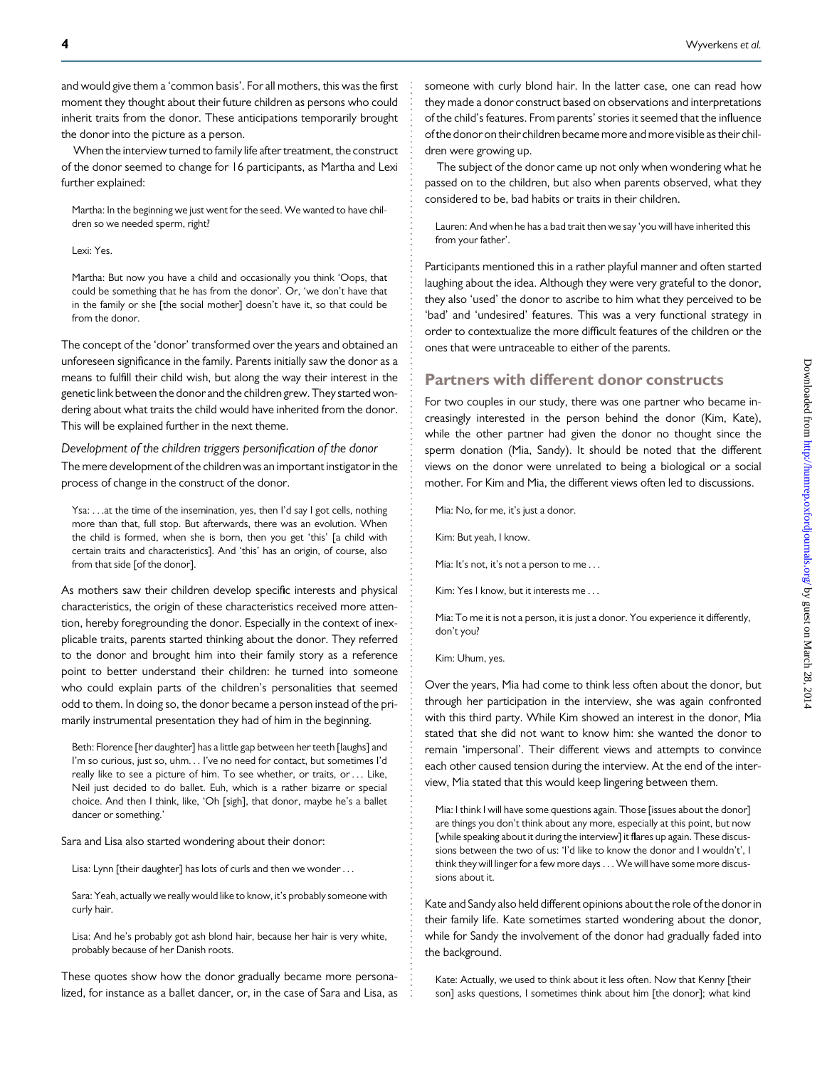and would give them a 'common basis'. For all mothers, this was the first moment they thought about their future children as persons who could inherit traits from the donor. These anticipations temporarily brought the donor into the picture as a person.

When the interview turned to family life after treatment, the construct of the donor seemed to change for 16 participants, as Martha and Lexi further explained:

> Martha: In the beginning we just went for the seed. We wanted to have children so we needed sperm, right?
>
> Lexi: Yes.
>
> Martha: But now you have a child and occasionally you think 'Oops, that could be something that he has from the donor'. Or, 'we don't have that in the family or she [the social mother] doesn't have it, so that could be from the donor.

The concept of the 'donor' transformed over the years and obtained an unforeseen significance in the family. Parents initially saw the donor as a means to fulfill their child wish, but along the way their interest in the genetic link between the donor and the children grew. They started wondering about what traits the child would have inherited from the donor. This will be explained further in the next theme.

*Development of the children triggers personification of the donor*

The mere development of the children was an important instigator in the process of change in the construct of the donor.

> Ysa: ...at the time of the insemination, yes, then I'd say I got cells, nothing more than that, full stop. But afterwards, there was an evolution. When the child is formed, when she is born, then you get 'this' [a child with certain traits and characteristics]. And 'this' has an origin, of course, also from that side [of the donor].

As mothers saw their children develop specific interests and physical characteristics, the origin of these characteristics received more attention, hereby foregrounding the donor. Especially in the context of inexplicable traits, parents started thinking about the donor. They referred to the donor and brought him into their family story as a reference point to better understand their children: he turned into someone who could explain parts of the children's personalities that seemed odd to them. In doing so, the donor became a person instead of the primarily instrumental presentation they had of him in the beginning.

> Beth: Florence [her daughter] has a little gap between her teeth [laughs] and I'm so curious, just so, uhm... I've no need for contact, but sometimes I'd really like to see a picture of him. To see whether, or traits, or ... Like, Neil just decided to do ballet. Euh, which is a rather bizarre or special choice. And then I think, like, 'Oh [sigh], that donor, maybe he's a ballet dancer or something.'

Sara and Lisa also started wondering about their donor:

> Lisa: Lynn [their daughter] has lots of curls and then we wonder ...
>
> Sara: Yeah, actually we really would like to know, it's probably someone with curly hair.
>
> Lisa: And he's probably got ash blond hair, because her hair is very white, probably because of her Danish roots.

These quotes show how the donor gradually became more personalized, for instance as a ballet dancer, or, in the case of Sara and Lisa, as someone with curly blond hair. In the latter case, one can read how they made a donor construct based on observations and interpretations of the child's features. From parents' stories it seemed that the influence of the donor on their children became more and more visible as their children were growing up.

The subject of the donor came up not only when wondering what he passed on to the children, but also when parents observed, what they considered to be, bad habits or traits in their children.

> Lauren: And when he has a bad trait then we say 'you will have inherited this from your father'.

Participants mentioned this in a rather playful manner and often started laughing about the idea. Although they were very grateful to the donor, they also 'used' the donor to ascribe to him what they perceived to be 'bad' and 'undesired' features. This was a very functional strategy in order to contextualize the more difficult features of the children or the ones that were untraceable to either of the parents.

## Partners with different donor constructs

For two couples in our study, there was one partner who became increasingly interested in the person behind the donor (Kim, Kate), while the other partner had given the donor no thought since the sperm donation (Mia, Sandy). It should be noted that the different views on the donor were unrelated to being a biological or a social mother. For Kim and Mia, the different views often led to discussions.

> Mia: No, for me, it's just a donor.
>
> Kim: But yeah, I know.
>
> Mia: It's not, it's not a person to me ...
>
> Kim: Yes I know, but it interests me ...
>
> Mia: To me it is not a person, it is just a donor. You experience it differently, don't you?
>
> Kim: Uhum, yes.

Over the years, Mia had come to think less often about the donor, but through her participation in the interview, she was again confronted with this third party. While Kim showed an interest in the donor, Mia stated that she did not want to know him: she wanted the donor to remain 'impersonal'. Their different views and attempts to convince each other caused tension during the interview. At the end of the interview, Mia stated that this would keep lingering between them.

> Mia: I think I will have some questions again. Those [issues about the donor] are things you don't think about any more, especially at this point, but now [while speaking about it during the interview] it flares up again. These discussions between the two of us: 'I'd like to know the donor and I wouldn't', I think they will linger for a few more days ... We will have some more discussions about it.

Kate and Sandy also held different opinions about the role of the donor in their family life. Kate sometimes started wondering about the donor, while for Sandy the involvement of the donor had gradually faded into the background.

> Kate: Actually, we used to think about it less often. Now that Kenny [their son] asks questions, I sometimes think about him [the donor]; what kind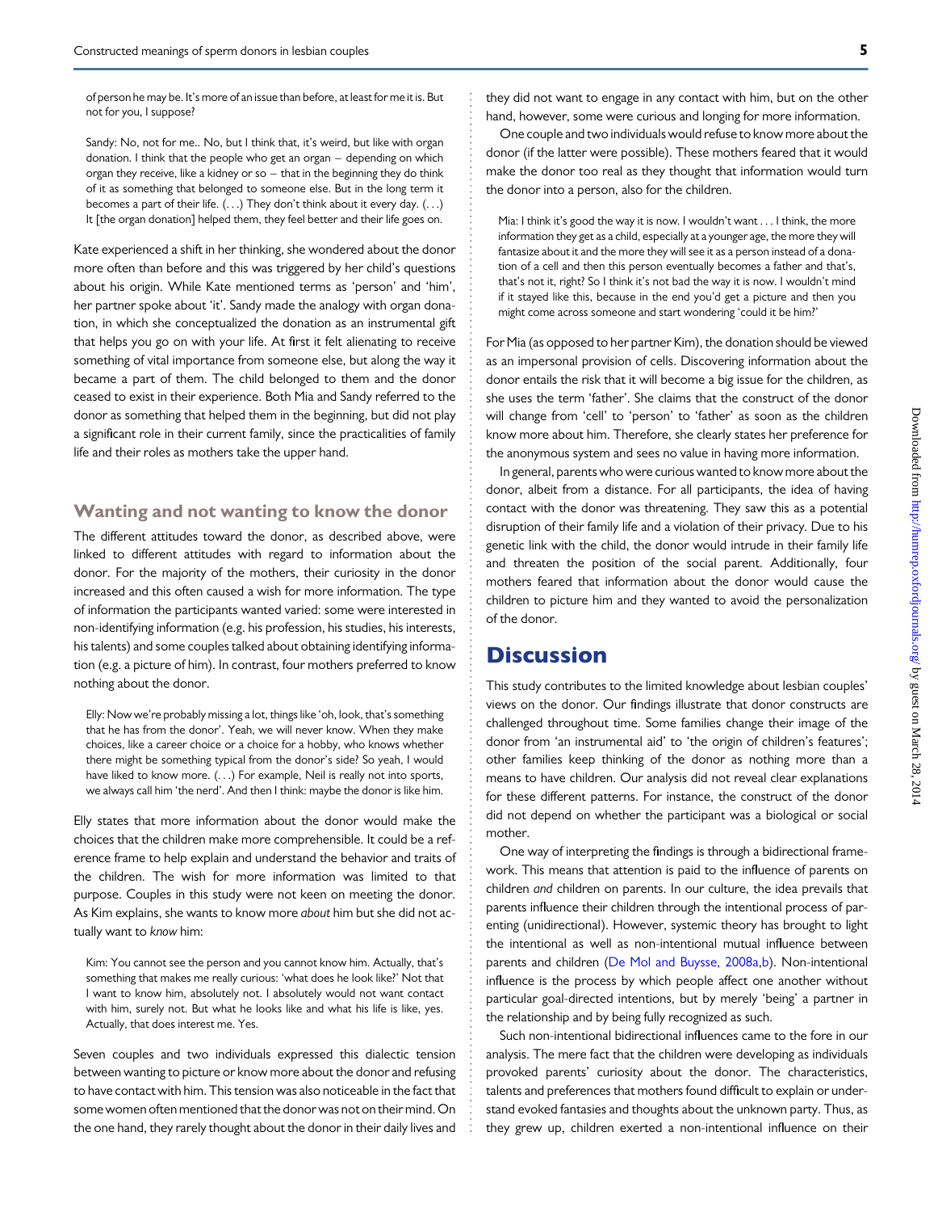of person he may be. It's more of an issue than before, at least for me it is. But not for you, I suppose?

Sandy: No, not for me.. No, but I think that, it's weird, but like with organ donation. I think that the people who get an organ – depending on which organ they receive, like a kidney or so – that in the beginning they do think of it as something that belonged to someone else. But in the long term it becomes a part of their life. (...) They don't think about it every day. (...) It [the organ donation] helped them, they feel better and their life goes on.

Kate experienced a shift in her thinking, she wondered about the donor more often than before and this was triggered by her child's questions about his origin. While Kate mentioned terms as 'person' and 'him', her partner spoke about 'it'. Sandy made the analogy with organ donation, in which she conceptualized the donation as an instrumental gift that helps you go on with your life. At first it felt alienating to receive something of vital importance from someone else, but along the way it became a part of them. The child belonged to them and the donor ceased to exist in their experience. Both Mia and Sandy referred to the donor as something that helped them in the beginning, but did not play a significant role in their current family, since the practicalities of family life and their roles as mothers take the upper hand.

## Wanting and not wanting to know the donor

The different attitudes toward the donor, as described above, were linked to different attitudes with regard to information about the donor. For the majority of the mothers, their curiosity in the donor increased and this often caused a wish for more information. The type of information the participants wanted varied: some were interested in non-identifying information (e.g. his profession, his studies, his interests, his talents) and some couples talked about obtaining identifying information (e.g. a picture of him). In contrast, four mothers preferred to know nothing about the donor.

Elly: Now we're probably missing a lot, things like 'oh, look, that's something that he has from the donor'. Yeah, we will never know. When they make choices, like a career choice or a choice for a hobby, who knows whether there might be something typical from the donor's side? So yeah, I would have liked to know more. (...) For example, Neil is really not into sports, we always call him 'the nerd'. And then I think: maybe the donor is like him.

Elly states that more information about the donor would make the choices that the children make more comprehensible. It could be a reference frame to help explain and understand the behavior and traits of the children. The wish for more information was limited to that purpose. Couples in this study were not keen on meeting the donor. As Kim explains, she wants to know more *about* him but she did not actually want to *know* him:

Kim: You cannot see the person and you cannot know him. Actually, that's something that makes me really curious: 'what does he look like?' Not that I want to know him, absolutely not. I absolutely would not want contact with him, surely not. But what he looks like and what his life is like, yes. Actually, that does interest me. Yes.

Seven couples and two individuals expressed this dialectic tension between wanting to picture or know more about the donor and refusing to have contact with him. This tension was also noticeable in the fact that some women often mentioned that the donor was not on their mind. On the one hand, they rarely thought about the donor in their daily lives and they did not want to engage in any contact with him, but on the other hand, however, some were curious and longing for more information.

One couple and two individuals would refuse to know more about the donor (if the latter were possible). These mothers feared that it would make the donor too real as they thought that information would turn the donor into a person, also for the children.

Mia: I think it's good the way it is now. I wouldn't want ... I think, the more information they get as a child, especially at a younger age, the more they will fantasize about it and the more they will see it as a person instead of a donation of a cell and then this person eventually becomes a father and that's, that's not it, right? So I think it's not bad the way it is now. I wouldn't mind if it stayed like this, because in the end you'd get a picture and then you might come across someone and start wondering 'could it be him?'

For Mia (as opposed to her partner Kim), the donation should be viewed as an impersonal provision of cells. Discovering information about the donor entails the risk that it will become a big issue for the children, as she uses the term 'father'. She claims that the construct of the donor will change from 'cell' to 'person' to 'father' as soon as the children know more about him. Therefore, she clearly states her preference for the anonymous system and sees no value in having more information.

In general, parents who were curious wanted to know more about the donor, albeit from a distance. For all participants, the idea of having contact with the donor was threatening. They saw this as a potential disruption of their family life and a violation of their privacy. Due to his genetic link with the child, the donor would intrude in their family life and threaten the position of the social parent. Additionally, four mothers feared that information about the donor would cause the children to picture him and they wanted to avoid the personalization of the donor.

# Discussion

This study contributes to the limited knowledge about lesbian couples' views on the donor. Our findings illustrate that donor constructs are challenged throughout time. Some families change their image of the donor from 'an instrumental aid' to 'the origin of children's features'; other families keep thinking of the donor as nothing more than a means to have children. Our analysis did not reveal clear explanations for these different patterns. For instance, the construct of the donor did not depend on whether the participant was a biological or social mother.

One way of interpreting the findings is through a bidirectional framework. This means that attention is paid to the influence of parents on children *and* children on parents. In our culture, the idea prevails that parents influence their children through the intentional process of parenting (unidirectional). However, systemic theory has brought to light the intentional as well as non-intentional mutual influence between parents and children (De Mol and Buysse, 2008a,b). Non-intentional influence is the process by which people affect one another without particular goal-directed intentions, but by merely 'being' a partner in the relationship and by being fully recognized as such.

Such non-intentional bidirectional influences came to the fore in our analysis. The mere fact that the children were developing as individuals provoked parents' curiosity about the donor. The characteristics, talents and preferences that mothers found difficult to explain or understand evoked fantasies and thoughts about the unknown party. Thus, as they grew up, children exerted a non-intentional influence on their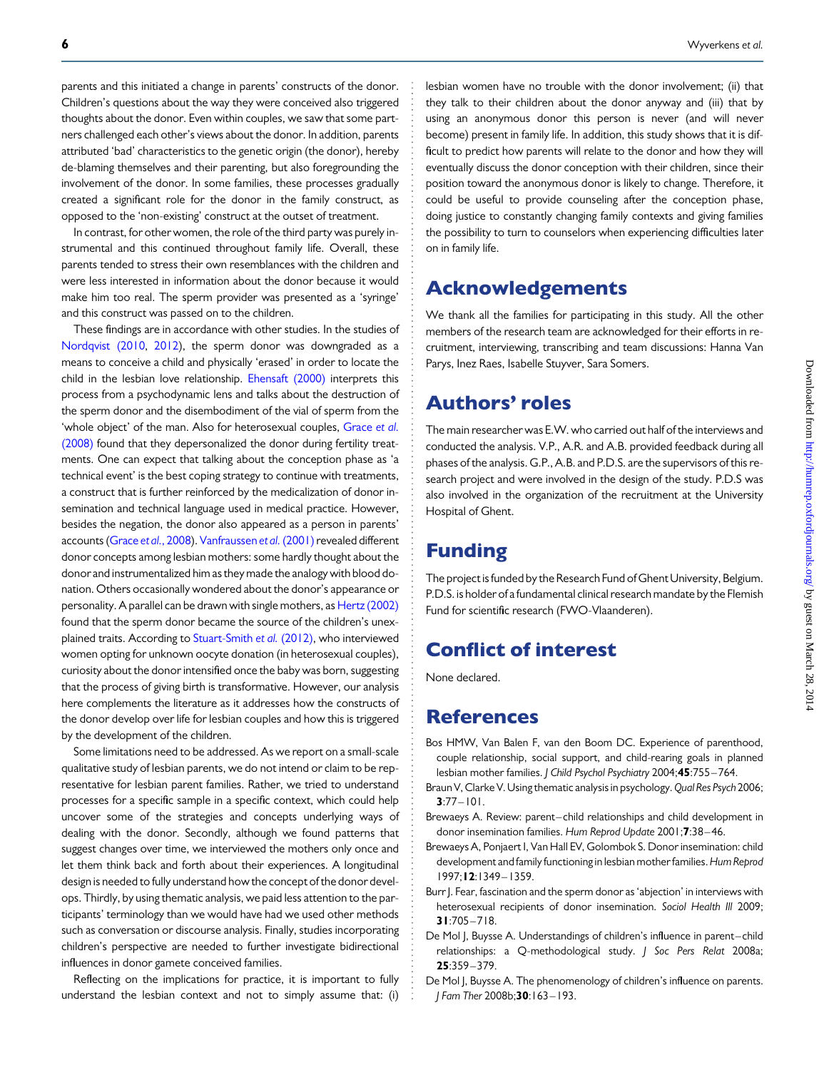parents and this initiated a change in parents' constructs of the donor. Children's questions about the way they were conceived also triggered thoughts about the donor. Even within couples, we saw that some partners challenged each other's views about the donor. In addition, parents attributed 'bad' characteristics to the genetic origin (the donor), hereby de-blaming themselves and their parenting, but also foregrounding the involvement of the donor. In some families, these processes gradually created a significant role for the donor in the family construct, as opposed to the 'non-existing' construct at the outset of treatment.

In contrast, for other women, the role of the third party was purely instrumental and this continued throughout family life. Overall, these parents tended to stress their own resemblances with the children and were less interested in information about the donor because it would make him too real. The sperm provider was presented as a 'syringe' and this construct was passed on to the children.

These findings are in accordance with other studies. In the studies of Nordqvist (2010, 2012), the sperm donor was downgraded as a means to conceive a child and physically 'erased' in order to locate the child in the lesbian love relationship. Ehensaft (2000) interprets this process from a psychodynamic lens and talks about the destruction of the sperm donor and the disembodiment of the vial of sperm from the 'whole object' of the man. Also for heterosexual couples, Grace *et al.* (2008) found that they depersonalized the donor during fertility treatments. One can expect that talking about the conception phase as 'a technical event' is the best coping strategy to continue with treatments, a construct that is further reinforced by the medicalization of donor insemination and technical language used in medical practice. However, besides the negation, the donor also appeared as a person in parents' accounts (Grace *et al.*, 2008). Vanfraussen *et al.* (2001) revealed different donor concepts among lesbian mothers: some hardly thought about the donor and instrumentalized him as they made the analogy with blood donation. Others occasionally wondered about the donor's appearance or personality. A parallel can be drawn with single mothers, as Hertz (2002) found that the sperm donor became the source of the children's unexplained traits. According to Stuart-Smith *et al.* (2012), who interviewed women opting for unknown oocyte donation (in heterosexual couples), curiosity about the donor intensified once the baby was born, suggesting that the process of giving birth is transformative. However, our analysis here complements the literature as it addresses how the constructs of the donor develop over life for lesbian couples and how this is triggered by the development of the children.

Some limitations need to be addressed. As we report on a small-scale qualitative study of lesbian parents, we do not intend or claim to be representative for lesbian parent families. Rather, we tried to understand processes for a specific sample in a specific context, which could help uncover some of the strategies and concepts underlying ways of dealing with the donor. Secondly, although we found patterns that suggest changes over time, we interviewed the mothers only once and let them think back and forth about their experiences. A longitudinal design is needed to fully understand how the concept of the donor develops. Thirdly, by using thematic analysis, we paid less attention to the participants' terminology than we would have had we used other methods such as conversation or discourse analysis. Finally, studies incorporating children's perspective are needed to further investigate bidirectional influences in donor gamete conceived families.

Reflecting on the implications for practice, it is important to fully understand the lesbian context and not to simply assume that: (i) lesbian women have no trouble with the donor involvement; (ii) that they talk to their children about the donor anyway and (iii) that by using an anonymous donor this person is never (and will never become) present in family life. In addition, this study shows that it is difficult to predict how parents will relate to the donor and how they will eventually discuss the donor conception with their children, since their position toward the anonymous donor is likely to change. Therefore, it could be useful to provide counseling after the conception phase, doing justice to constantly changing family contexts and giving families the possibility to turn to counselors when experiencing difficulties later on in family life.

# Acknowledgements

We thank all the families for participating in this study. All the other members of the research team are acknowledged for their efforts in recruitment, interviewing, transcribing and team discussions: Hanna Van Parys, Inez Raes, Isabelle Stuyver, Sara Somers.

# Authors' roles

The main researcher was E.W. who carried out half of the interviews and conducted the analysis. V.P., A.R. and A.B. provided feedback during all phases of the analysis. G.P., A.B. and P.D.S. are the supervisors of this research project and were involved in the design of the study. P.D.S was also involved in the organization of the recruitment at the University Hospital of Ghent.

# Funding

The project is funded by the Research Fund of Ghent University, Belgium. P.D.S. is holder of a fundamental clinical research mandate by the Flemish Fund for scientific research (FWO-Vlaanderen).

# Conflict of interest

None declared.

# References

Bos HMW, Van Balen F, van den Boom DC. Experience of parenthood, couple relationship, social support, and child-rearing goals in planned lesbian mother families. *J Child Psychol Psychiatry* 2004;**45**:755–764.

Braun V, Clarke V. Using thematic analysis in psychology. *Qual Res Psych* 2006; **3**:77–101.

Brewaeys A. Review: parent–child relationships and child development in donor insemination families. *Hum Reprod Update* 2001;**7**:38–46.

Brewaeys A, Ponjaert I, Van Hall EV, Golombok S. Donor insemination: child development and family functioning in lesbian mother families. *Hum Reprod* 1997;**12**:1349–1359.

Burr J. Fear, fascination and the sperm donor as 'abjection' in interviews with heterosexual recipients of donor insemination. *Sociol Health Ill* 2009; **31**:705–718.

De Mol J, Buysse A. Understandings of children's influence in parent–child relationships: a Q-methodological study. *J Soc Pers Relat* 2008a; **25**:359–379.

De Mol J, Buysse A. The phenomenology of children's influence on parents. *J Fam Ther* 2008b;**30**:163–193.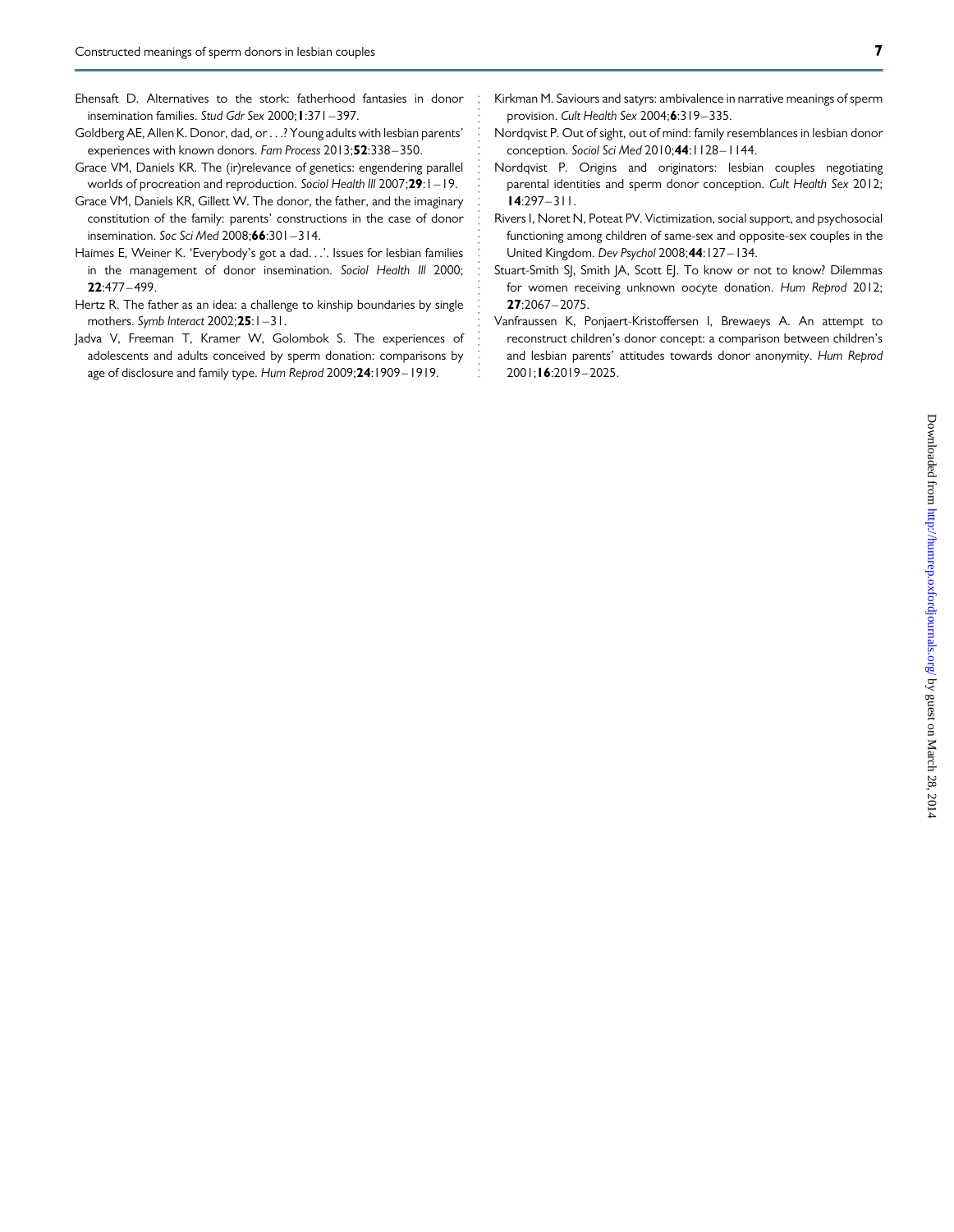Ehensaft D. Alternatives to the stork: fatherhood fantasies in donor insemination families. *Stud Gdr Sex* 2000;**1**:371–397.

Goldberg AE, Allen K. Donor, dad, or . . .? Young adults with lesbian parents' experiences with known donors. *Fam Process* 2013;**52**:338–350.

Grace VM, Daniels KR. The (ir)relevance of genetics: engendering parallel worlds of procreation and reproduction. *Sociol Health Ill* 2007;**29**:1–19.

Grace VM, Daniels KR, Gillett W. The donor, the father, and the imaginary constitution of the family: parents' constructions in the case of donor insemination. *Soc Sci Med* 2008;**66**:301–314.

Haimes E, Weiner K. 'Everybody's got a dad. . .'. Issues for lesbian families in the management of donor insemination. *Sociol Health Ill* 2000; **22**:477–499.

Hertz R. The father as an idea: a challenge to kinship boundaries by single mothers. *Symb Interact* 2002;**25**:1–31.

Jadva V, Freeman T, Kramer W, Golombok S. The experiences of adolescents and adults conceived by sperm donation: comparisons by age of disclosure and family type. *Hum Reprod* 2009;**24**:1909–1919.

Kirkman M. Saviours and satyrs: ambivalence in narrative meanings of sperm provision. *Cult Health Sex* 2004;**6**:319–335.

Nordqvist P. Out of sight, out of mind: family resemblances in lesbian donor conception. *Sociol Sci Med* 2010;**44**:1128–1144.

Nordqvist P. Origins and originators: lesbian couples negotiating parental identities and sperm donor conception. *Cult Health Sex* 2012; **14**:297–311.

Rivers I, Noret N, Poteat PV. Victimization, social support, and psychosocial functioning among children of same-sex and opposite-sex couples in the United Kingdom. *Dev Psychol* 2008;**44**:127–134.

Stuart-Smith SJ, Smith JA, Scott EJ. To know or not to know? Dilemmas for women receiving unknown oocyte donation. *Hum Reprod* 2012; **27**:2067–2075.

Vanfraussen K, Ponjaert-Kristoffersen I, Brewaeys A. An attempt to reconstruct children's donor concept: a comparison between children's and lesbian parents' attitudes towards donor anonymity. *Hum Reprod* 2001;**16**:2019–2025.